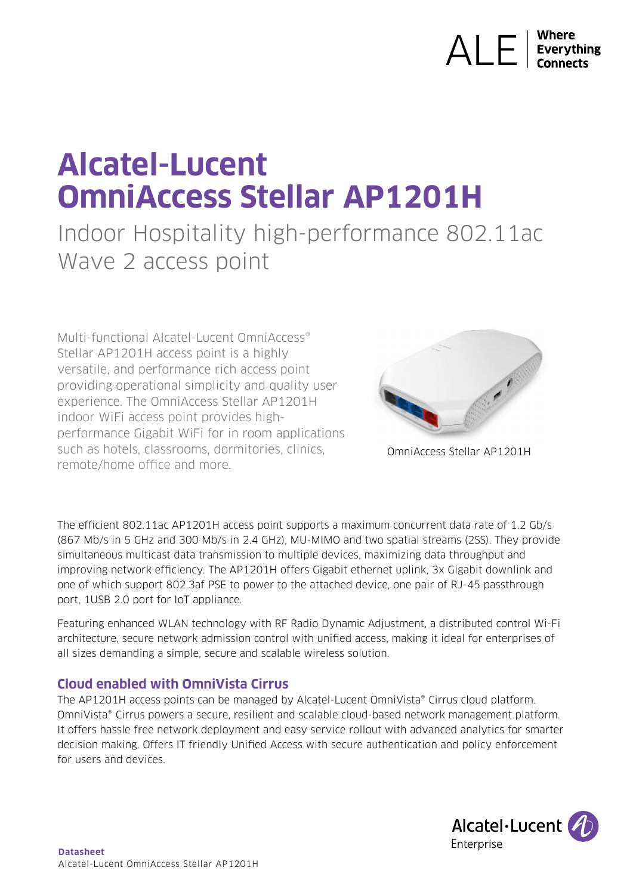# Alcatel-Lucent OmniAccess Stellar AP1201H

## Indoor Hospitality high-performance 802.11ac Wave 2 access point

Multi-functional Alcatel-Lucent OmniAccess® Stellar AP1201H access point is a highly versatile, and performance rich access point providing operational simplicity and quality user experience. The OmniAccess Stellar AP1201H indoor WiFi access point provides high-performance Gigabit WiFi for in room applications such as hotels, classrooms, dormitories, clinics, remote/home office and more.

OmniAccess Stellar AP1201H

The efficient 802.11ac AP1201H access point supports a maximum concurrent data rate of 1.2 Gb/s (867 Mb/s in 5 GHz and 300 Mb/s in 2.4 GHz), MU-MIMO and two spatial streams (2SS). They provide simultaneous multicast data transmission to multiple devices, maximizing data throughput and improving network efficiency. The AP1201H offers Gigabit ethernet uplink, 3x Gigabit downlink and one of which support 802.3af PSE to power to the attached device, one pair of RJ-45 passthrough port, 1USB 2.0 port for IoT appliance.

Featuring enhanced WLAN technology with RF Radio Dynamic Adjustment, a distributed control Wi-Fi architecture, secure network admission control with unified access, making it ideal for enterprises of all sizes demanding a simple, secure and scalable wireless solution.

### Cloud enabled with OmniVista Cirrus

The AP1201H access points can be managed by Alcatel-Lucent OmniVista® Cirrus cloud platform. OmniVista® Cirrus powers a secure, resilient and scalable cloud-based network management platform. It offers hassle free network deployment and easy service rollout with advanced analytics for smarter decision making. Offers IT friendly Unified Access with secure authentication and policy enforcement for users and devices.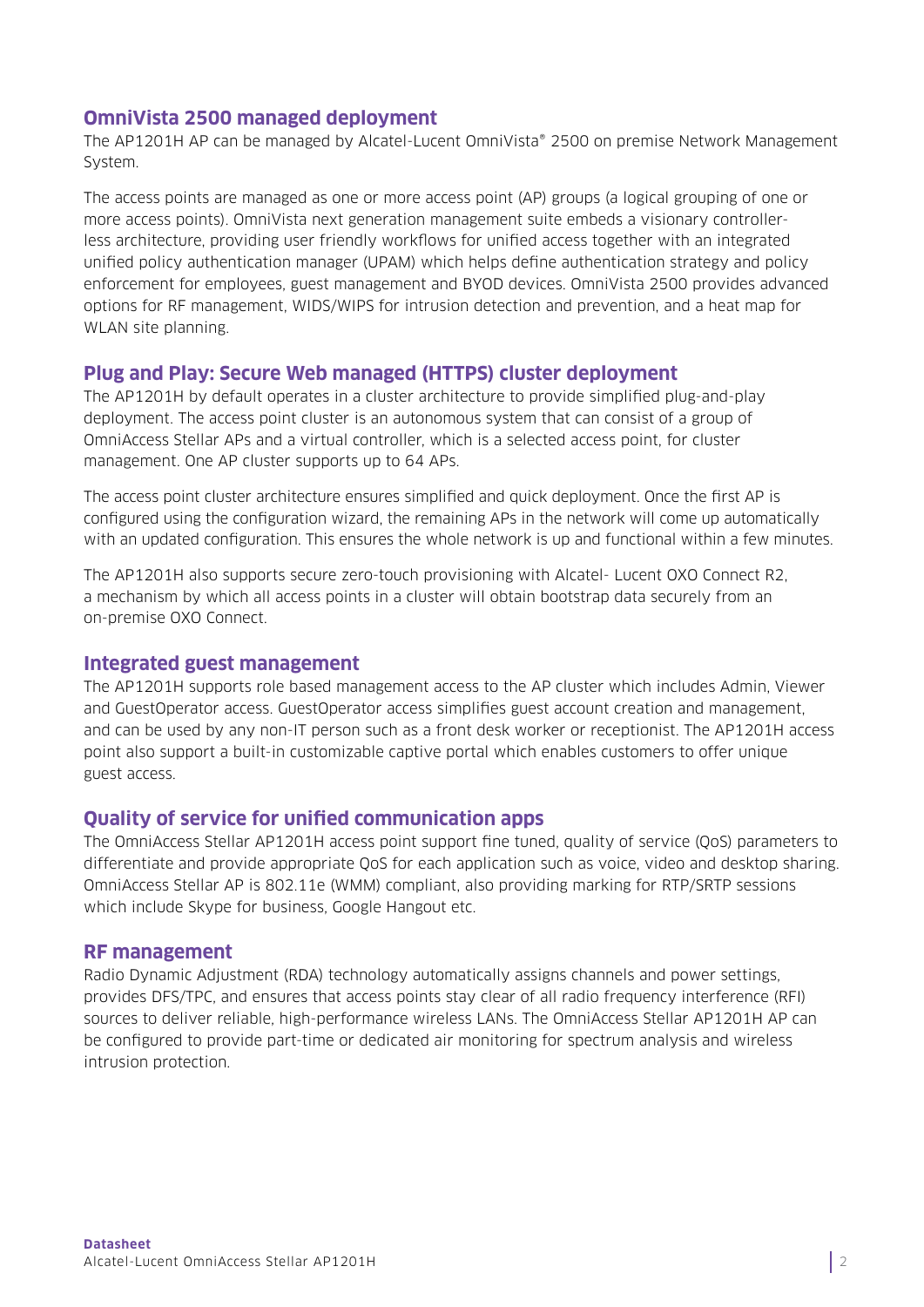### OmniVista 2500 managed deployment

The AP1201H AP can be managed by Alcatel-Lucent OmniVista® 2500 on premise Network Management System.

The access points are managed as one or more access point (AP) groups (a logical grouping of one or more access points). OmniVista next generation management suite embeds a visionary controller-less architecture, providing user friendly workflows for unified access together with an integrated unified policy authentication manager (UPAM) which helps define authentication strategy and policy enforcement for employees, guest management and BYOD devices. OmniVista 2500 provides advanced options for RF management, WIDS/WIPS for intrusion detection and prevention, and a heat map for WLAN site planning.

### Plug and Play: Secure Web managed (HTTPS) cluster deployment

The AP1201H by default operates in a cluster architecture to provide simplified plug-and-play deployment. The access point cluster is an autonomous system that can consist of a group of OmniAccess Stellar APs and a virtual controller, which is a selected access point, for cluster management. One AP cluster supports up to 64 APs.

The access point cluster architecture ensures simplified and quick deployment. Once the first AP is configured using the configuration wizard, the remaining APs in the network will come up automatically with an updated configuration. This ensures the whole network is up and functional within a few minutes.

The AP1201H also supports secure zero-touch provisioning with Alcatel- Lucent OXO Connect R2, a mechanism by which all access points in a cluster will obtain bootstrap data securely from an on-premise OXO Connect.

### Integrated guest management

The AP1201H supports role based management access to the AP cluster which includes Admin, Viewer and GuestOperator access. GuestOperator access simplifies guest account creation and management, and can be used by any non-IT person such as a front desk worker or receptionist. The AP1201H access point also support a built-in customizable captive portal which enables customers to offer unique guest access.

### Quality of service for unified communication apps

The OmniAccess Stellar AP1201H access point support fine tuned, quality of service (QoS) parameters to differentiate and provide appropriate QoS for each application such as voice, video and desktop sharing. OmniAccess Stellar AP is 802.11e (WMM) compliant, also providing marking for RTP/SRTP sessions which include Skype for business, Google Hangout etc.

### RF management

Radio Dynamic Adjustment (RDA) technology automatically assigns channels and power settings, provides DFS/TPC, and ensures that access points stay clear of all radio frequency interference (RFI) sources to deliver reliable, high-performance wireless LANs. The OmniAccess Stellar AP1201H AP can be configured to provide part-time or dedicated air monitoring for spectrum analysis and wireless intrusion protection.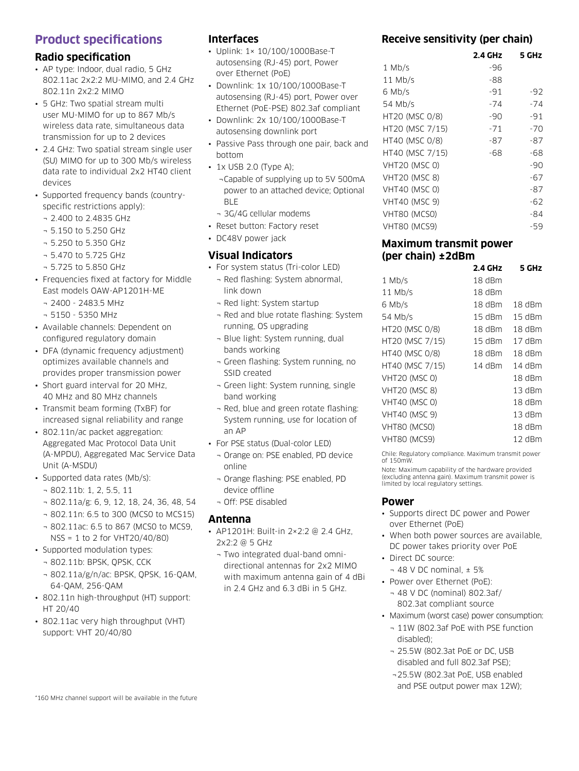# Product specifications

## Radio specification

- AP type: Indoor, dual radio, 5 GHz 802.11ac 2x2:2 MU-MIMO, and 2.4 GHz 802.11n 2x2:2 MIMO
- 5 GHz: Two spatial stream multi user MU-MIMO for up to 867 Mb/s wireless data rate, simultaneous data transmission for up to 2 devices
- 2.4 GHz: Two spatial stream single user (SU) MIMO for up to 300 Mb/s wireless data rate to individual 2x2 HT40 client devices
- Supported frequency bands (country-specific restrictions apply):
  - 2.400 to 2.4835 GHz
  - 5.150 to 5.250 GHz
  - 5.250 to 5.350 GHz
  - 5.470 to 5.725 GHz
  - 5.725 to 5.850 GHz
- Frequencies fixed at factory for Middle East models OAW-AP1201H-ME
  - 2400 - 2483.5 MHz
  - 5150 - 5350 MHz
- Available channels: Dependent on configured regulatory domain
- DFA (dynamic frequency adjustment) optimizes available channels and provides proper transmission power
- Short guard interval for 20 MHz, 40 MHz and 80 MHz channels
- Transmit beam forming (TxBF) for increased signal reliability and range
- 802.11n/ac packet aggregation: Aggregated Mac Protocol Data Unit (A-MPDU), Aggregated Mac Service Data Unit (A-MSDU)
- Supported data rates (Mb/s):
  - 802.11b: 1, 2, 5.5, 11
  - 802.11a/g: 6, 9, 12, 18, 24, 36, 48, 54
  - 802.11n: 6.5 to 300 (MCS0 to MCS15)
  - 802.11ac: 6.5 to 867 (MCS0 to MCS9, NSS = 1 to 2 for VHT20/40/80)
- Supported modulation types:
  - 802.11b: BPSK, QPSK, CCK
  - 802.11a/g/n/ac: BPSK, QPSK, 16-QAM, 64-QAM, 256-QAM
- 802.11n high-throughput (HT) support: HT 20/40
- 802.11ac very high throughput (VHT) support: VHT 20/40/80

## Interfaces

- Uplink: 1× 10/100/1000Base-T autosensing (RJ-45) port, Power over Ethernet (PoE)
- Downlink: 1x 10/100/1000Base-T autosensing (RJ-45) port, Power over Ethernet (PoE-PSE) 802.3af compliant
- Downlink: 2x 10/100/1000Base-T autosensing downlink port
- Passive Pass through one pair, back and bottom
- 1x USB 2.0 (Type A);
  - Capable of supplying up to 5V 500mA power to an attached device; Optional BLE
  - 3G/4G cellular modems
- Reset button: Factory reset
- DC48V power jack

## Visual Indicators

- For system status (Tri-color LED)
  - Red flashing: System abnormal, link down
  - Red light: System startup
  - Red and blue rotate flashing: System running, OS upgrading
  - Blue light: System running, dual bands working
  - Green flashing: System running, no SSID created
  - Green light: System running, single band working
  - Red, blue and green rotate flashing: System running, use for location of an AP
- For PSE status (Dual-color LED)
  - Orange on: PSE enabled, PD device online
  - Orange flashing: PSE enabled, PD device offline
  - Off: PSE disabled

## Antenna

- AP1201H: Built-in 2×2:2 @ 2.4 GHz, 2x2:2 @ 5 GHz
  - Two integrated dual-band omni-directional antennas for 2x2 MIMO with maximum antenna gain of 4 dBi in 2.4 GHz and 6.3 dBi in 5 GHz.

## Receive sensitivity (per chain)

| | 2.4 GHz | 5 GHz |
|---|---|---|
| 1 Mb/s | -96 | |
| 11 Mb/s | -88 | |
| 6 Mb/s | -91 | -92 |
| 54 Mb/s | -74 | -74 |
| HT20 (MSC 0/8) | -90 | -91 |
| HT20 (MSC 7/15) | -71 | -70 |
| HT40 (MSC 0/8) | -87 | -87 |
| HT40 (MSC 7/15) | -68 | -68 |
| VHT20 (MSC 0) | | -90 |
| VHT20 (MSC 8) | | -67 |
| VHT40 (MSC 0) | | -87 |
| VHT40 (MSC 9) | | -62 |
| VHT80 (MCS0) | | -84 |
| VHT80 (MCS9) | | -59 |

## Maximum transmit power (per chain) ±2dBm

| | 2.4 GHz | 5 GHz |
|---|---|---|
| 1 Mb/s | 18 dBm | |
| 11 Mb/s | 18 dBm | |
| 6 Mb/s | 18 dBm | 18 dBm |
| 54 Mb/s | 15 dBm | 15 dBm |
| HT20 (MSC 0/8) | 18 dBm | 18 dBm |
| HT20 (MSC 7/15) | 15 dBm | 17 dBm |
| HT40 (MSC 0/8) | 18 dBm | 18 dBm |
| HT40 (MSC 7/15) | 14 dBm | 14 dBm |
| VHT20 (MSC 0) | | 18 dBm |
| VHT20 (MSC 8) | | 13 dBm |
| VHT40 (MSC 0) | | 18 dBm |
| VHT40 (MSC 9) | | 13 dBm |
| VHT80 (MCS0) | | 18 dBm |
| VHT80 (MCS9) | | 12 dBm |

Chile: Regulatory compliance. Maximum transmit power of 150mW.

Note: Maximum capability of the hardware provided (excluding antenna gain). Maximum transmit power is limited by local regulatory settings.

## Power

- Supports direct DC power and Power over Ethernet (PoE)
- When both power sources are available, DC power takes priority over PoE
- Direct DC source:
  - 48 V DC nominal, ± 5%
- Power over Ethernet (PoE):
  - 48 V DC (nominal) 802.3af/ 802.3at compliant source
- Maximum (worst case) power consumption:
  - 11W (802.3af PoE with PSE function disabled);
  - 25.5W (802.3at PoE or DC, USB disabled and full 802.3af PSE);
  - 25.5W (802.3at PoE, USB enabled and PSE output power max 12W);

*160 MHz channel support will be available in the future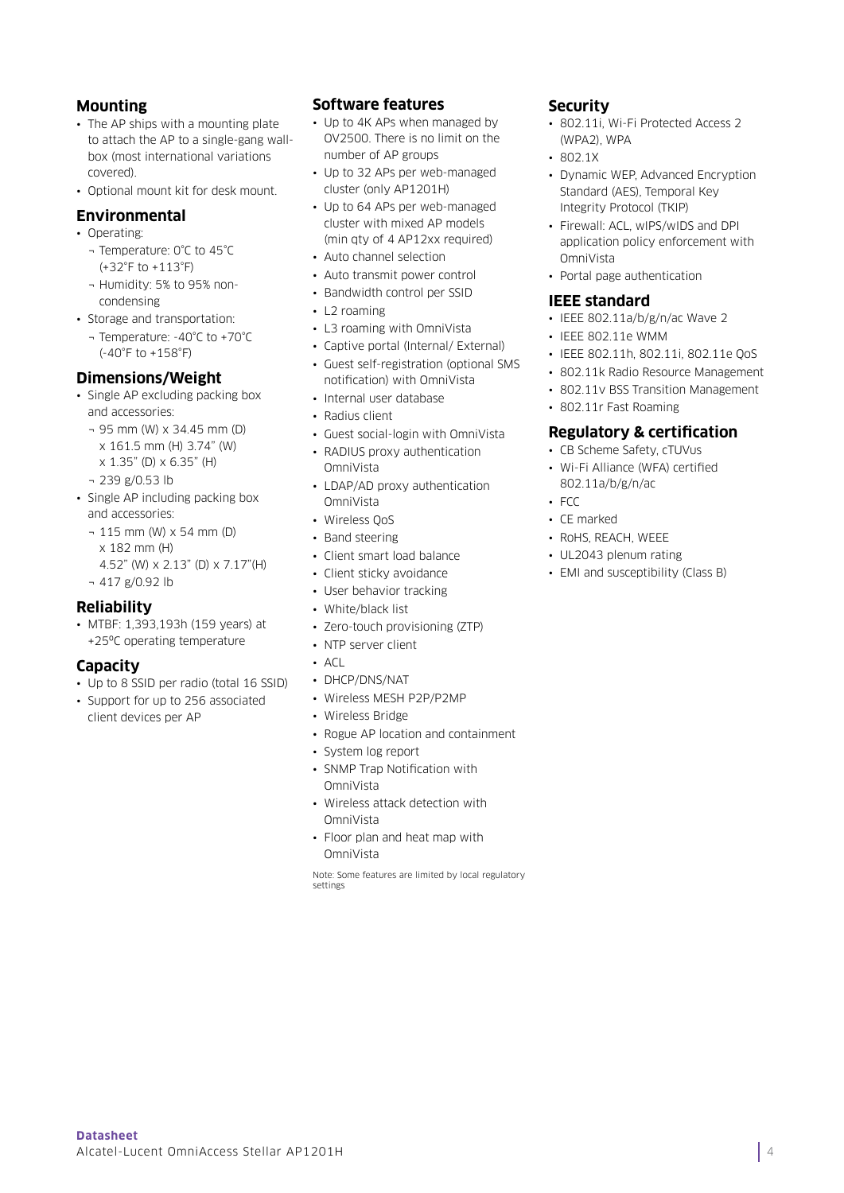## Mounting

- The AP ships with a mounting plate to attach the AP to a single-gang wall-box (most international variations covered).
- Optional mount kit for desk mount.

## Environmental

- Operating:
  - Temperature: 0°C to 45°C (+32°F to +113°F)
  - Humidity: 5% to 95% non-condensing
- Storage and transportation:
  - Temperature: -40°C to +70°C (-40°F to +158°F)

## Dimensions/Weight

- Single AP excluding packing box and accessories:
  - 95 mm (W) x 34.45 mm (D) x 161.5 mm (H) 3.74" (W) x 1.35" (D) x 6.35" (H)
  - 239 g/0.53 lb
- Single AP including packing box and accessories:
  - 115 mm (W) x 54 mm (D) x 182 mm (H) 4.52" (W) x 2.13" (D) x 7.17"(H)
  - 417 g/0.92 lb

## Reliability

- MTBF: 1,393,193h (159 years) at +25ºC operating temperature

## Capacity

- Up to 8 SSID per radio (total 16 SSID)
- Support for up to 256 associated client devices per AP

## Software features

- Up to 4K APs when managed by OV2500. There is no limit on the number of AP groups
- Up to 32 APs per web-managed cluster (only AP1201H)
- Up to 64 APs per web-managed cluster with mixed AP models (min qty of 4 AP12xx required)
- Auto channel selection
- Auto transmit power control
- Bandwidth control per SSID
- L2 roaming
- L3 roaming with OmniVista
- Captive portal (Internal/ External)
- Guest self-registration (optional SMS notification) with OmniVista
- Internal user database
- Radius client
- Guest social-login with OmniVista
- RADIUS proxy authentication OmniVista
- LDAP/AD proxy authentication OmniVista
- Wireless QoS
- Band steering
- Client smart load balance
- Client sticky avoidance
- User behavior tracking
- White/black list
- Zero-touch provisioning (ZTP)
- NTP server client
- ACL
- DHCP/DNS/NAT
- Wireless MESH P2P/P2MP
- Wireless Bridge
- Rogue AP location and containment
- System log report
- SNMP Trap Notification with OmniVista
- Wireless attack detection with OmniVista
- Floor plan and heat map with OmniVista

Note: Some features are limited by local regulatory settings

## Security

- 802.11i, Wi-Fi Protected Access 2 (WPA2), WPA
- 802.1X
- Dynamic WEP, Advanced Encryption Standard (AES), Temporal Key Integrity Protocol (TKIP)
- Firewall: ACL, wIPS/wIDS and DPI application policy enforcement with OmniVista
- Portal page authentication

## IEEE standard

- IEEE 802.11a/b/g/n/ac Wave 2
- IEEE 802.11e WMM
- IEEE 802.11h, 802.11i, 802.11e QoS
- 802.11k Radio Resource Management
- 802.11v BSS Transition Management
- 802.11r Fast Roaming

## Regulatory & certification

- CB Scheme Safety, cTUVus
- Wi-Fi Alliance (WFA) certified 802.11a/b/g/n/ac
- FCC
- CE marked
- RoHS, REACH, WEEE
- UL2043 plenum rating
- EMI and susceptibility (Class B)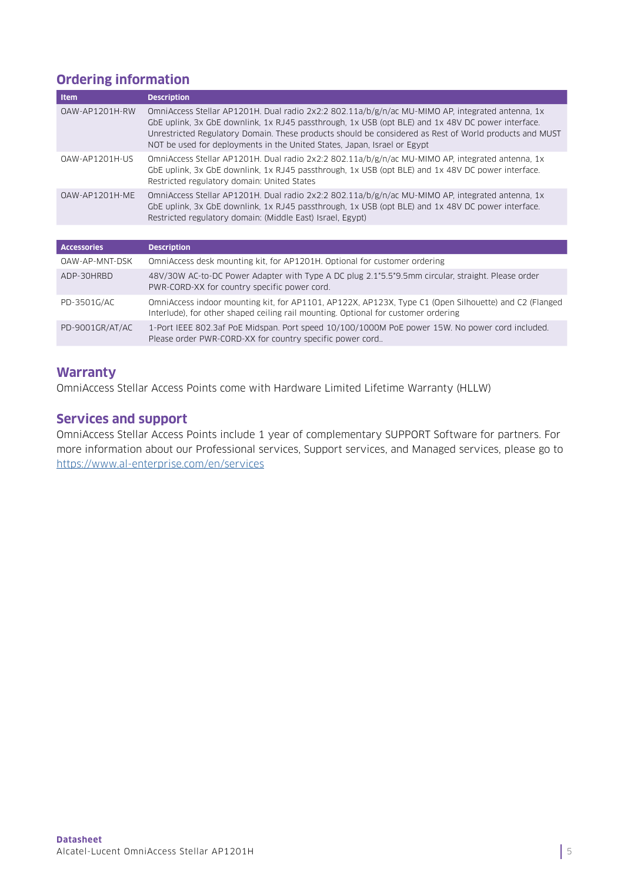## Ordering information

| Item | Description |
|---|---|
| OAW-AP1201H-RW | OmniAccess Stellar AP1201H. Dual radio 2x2:2 802.11a/b/g/n/ac MU-MIMO AP, integrated antenna, 1x GbE uplink, 3x GbE downlink, 1x RJ45 passthrough, 1x USB (opt BLE) and 1x 48V DC power interface. Unrestricted Regulatory Domain. These products should be considered as Rest of World products and MUST NOT be used for deployments in the United States, Japan, Israel or Egypt |
| OAW-AP1201H-US | OmniAccess Stellar AP1201H. Dual radio 2x2:2 802.11a/b/g/n/ac MU-MIMO AP, integrated antenna, 1x GbE uplink, 3x GbE downlink, 1x RJ45 passthrough, 1x USB (opt BLE) and 1x 48V DC power interface. Restricted regulatory domain: United States |
| OAW-AP1201H-ME | OmniAccess Stellar AP1201H. Dual radio 2x2:2 802.11a/b/g/n/ac MU-MIMO AP, integrated antenna, 1x GbE uplink, 3x GbE downlink, 1x RJ45 passthrough, 1x USB (opt BLE) and 1x 48V DC power interface. Restricted regulatory domain: (Middle East) Israel, Egypt) |

| Accessories | Description |
|---|---|
| OAW-AP-MNT-DSK | OmniAccess desk mounting kit, for AP1201H. Optional for customer ordering |
| ADP-30HRBD | 48V/30W AC-to-DC Power Adapter with Type A DC plug 2.1*5.5*9.5mm circular, straight. Please order PWR-CORD-XX for country specific power cord. |
| PD-3501G/AC | OmniAccess indoor mounting kit, for AP1101, AP122X, AP123X, Type C1 (Open Silhouette) and C2 (Flanged Interlude), for other shaped ceiling rail mounting. Optional for customer ordering |
| PD-9001GR/AT/AC | 1-Port IEEE 802.3af PoE Midspan. Port speed 10/100/1000M PoE power 15W. No power cord included. Please order PWR-CORD-XX for country specific power cord.. |

## Warranty

OmniAccess Stellar Access Points come with Hardware Limited Lifetime Warranty (HLLW)

## Services and support

OmniAccess Stellar Access Points include 1 year of complementary SUPPORT Software for partners. For more information about our Professional services, Support services, and Managed services, please go to https://www.al-enterprise.com/en/services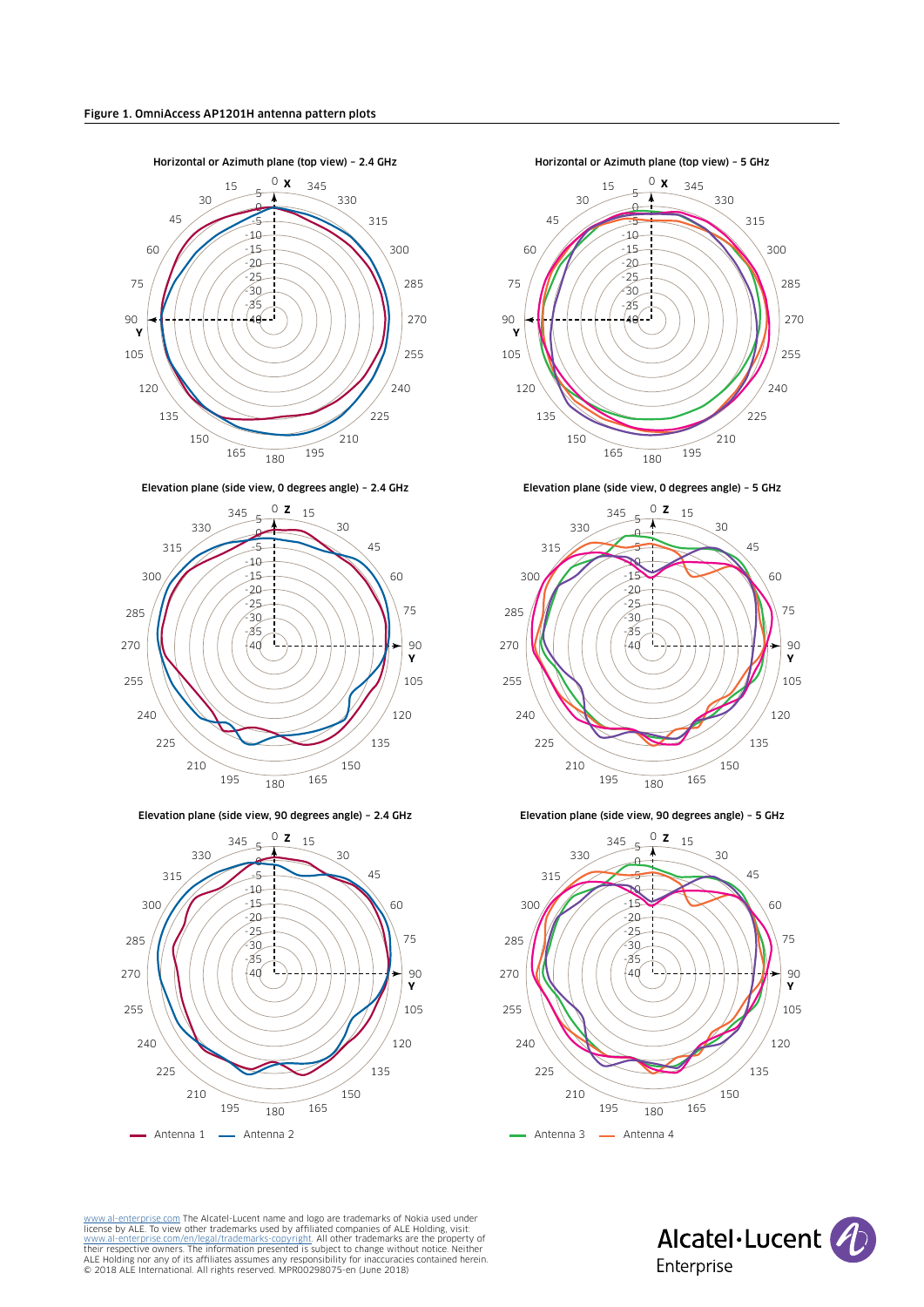**Figure 1. OmniAccess AP1201H antenna pattern plots**

Horizontal or Azimuth plane (top view) – 2.4 GHz

Horizontal or Azimuth plane (top view) – 5 GHz

Elevation plane (side view, 0 degrees angle) – 2.4 GHz

Elevation plane (side view, 0 degrees angle) – 5 GHz

Elevation plane (side view, 90 degrees angle) – 2.4 GHz

Elevation plane (side view, 90 degrees angle) – 5 GHz

Antenna 1 Antenna 2

Antenna 3 Antenna 4

www.al-enterprise.com The Alcatel-Lucent name and logo are trademarks of Nokia used under license by ALE. To view other trademarks used by affiliated companies of ALE Holding, visit: www.al-enterprise.com/en/legal/trademarks-copyright. All other trademarks are the property of their respective owners. The information presented is subject to change without notice. Neither ALE Holding nor any of its affiliates assumes any responsibility for inaccuracies contained herein. © 2018 ALE International. All rights reserved. MPR00298075-en (June 2018)

Alcatel·Lucent Enterprise